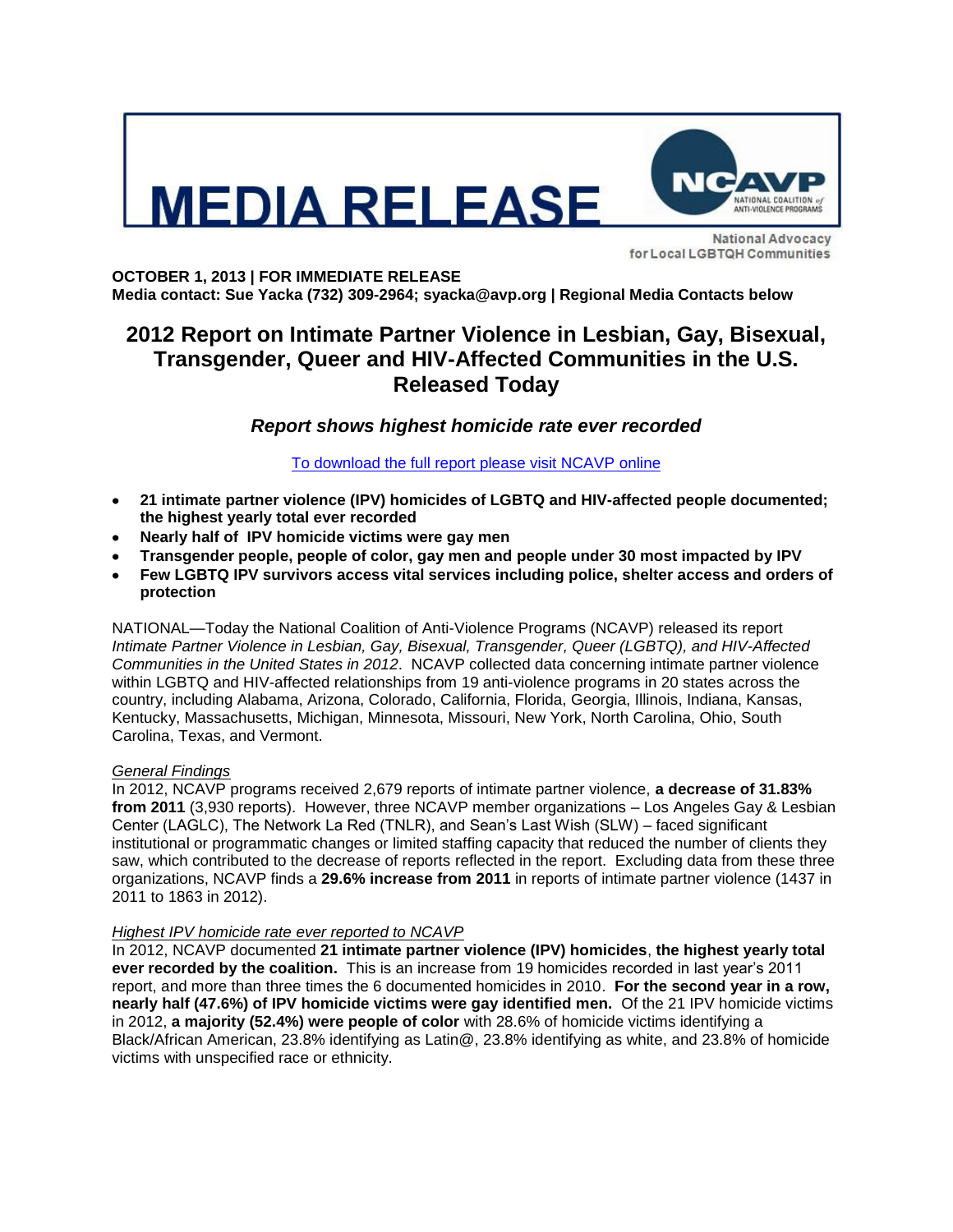# MEDIA RELEASE

NCAVP NATIONAL COALITION of ANTI-VIOLENCE PROGRAMS

National Advocacy for Local LGBTQH Communities

**OCTOBER 1, 2013 | FOR IMMEDIATE RELEASE**
**Media contact: Sue Yacka (732) 309-2964; syacka@avp.org | Regional Media Contacts below**

## 2012 Report on Intimate Partner Violence in Lesbian, Gay, Bisexual, Transgender, Queer and HIV-Affected Communities in the U.S. Released Today

### *Report shows highest homicide rate ever recorded*

To download the full report please visit NCAVP online

- **21 intimate partner violence (IPV) homicides of LGBTQ and HIV-affected people documented; the highest yearly total ever recorded**
- **Nearly half of IPV homicide victims were gay men**
- **Transgender people, people of color, gay men and people under 30 most impacted by IPV**
- **Few LGBTQ IPV survivors access vital services including police, shelter access and orders of protection**

NATIONAL—Today the National Coalition of Anti-Violence Programs (NCAVP) released its report *Intimate Partner Violence in Lesbian, Gay, Bisexual, Transgender, Queer (LGBTQ), and HIV-Affected Communities in the United States in 2012*. NCAVP collected data concerning intimate partner violence within LGBTQ and HIV-affected relationships from 19 anti-violence programs in 20 states across the country, including Alabama, Arizona, Colorado, California, Florida, Georgia, Illinois, Indiana, Kansas, Kentucky, Massachusetts, Michigan, Minnesota, Missouri, New York, North Carolina, Ohio, South Carolina, Texas, and Vermont.

*General Findings*

In 2012, NCAVP programs received 2,679 reports of intimate partner violence, **a decrease of 31.83% from 2011** (3,930 reports). However, three NCAVP member organizations – Los Angeles Gay & Lesbian Center (LAGLC), The Network La Red (TNLR), and Sean's Last Wish (SLW) – faced significant institutional or programmatic changes or limited staffing capacity that reduced the number of clients they saw, which contributed to the decrease of reports reflected in the report. Excluding data from these three organizations, NCAVP finds a **29.6% increase from 2011** in reports of intimate partner violence (1437 in 2011 to 1863 in 2012).

*Highest IPV homicide rate ever reported to NCAVP*

In 2012, NCAVP documented **21 intimate partner violence (IPV) homicides**, **the highest yearly total ever recorded by the coalition.** This is an increase from 19 homicides recorded in last year's 2011 report, and more than three times the 6 documented homicides in 2010. **For the second year in a row, nearly half (47.6%) of IPV homicide victims were gay identified men.** Of the 21 IPV homicide victims in 2012, **a majority (52.4%) were people of color** with 28.6% of homicide victims identifying a Black/African American, 23.8% identifying as Latin@, 23.8% identifying as white, and 23.8% of homicide victims with unspecified race or ethnicity.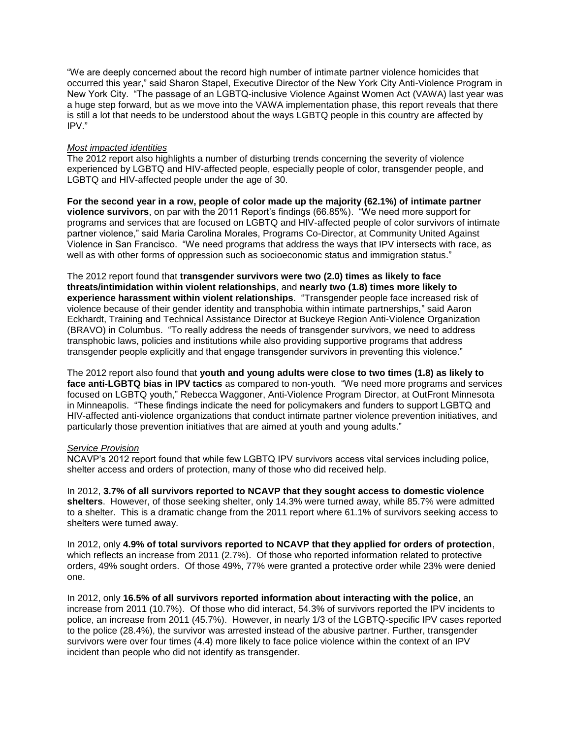"We are deeply concerned about the record high number of intimate partner violence homicides that occurred this year," said Sharon Stapel, Executive Director of the New York City Anti-Violence Program in New York City. "The passage of an LGBTQ-inclusive Violence Against Women Act (VAWA) last year was a huge step forward, but as we move into the VAWA implementation phase, this report reveals that there is still a lot that needs to be understood about the ways LGBTQ people in this country are affected by IPV."

*Most impacted identities*

The 2012 report also highlights a number of disturbing trends concerning the severity of violence experienced by LGBTQ and HIV-affected people, especially people of color, transgender people, and LGBTQ and HIV-affected people under the age of 30.

**For the second year in a row, people of color made up the majority (62.1%) of intimate partner violence survivors**, on par with the 2011 Report's findings (66.85%). "We need more support for programs and services that are focused on LGBTQ and HIV-affected people of color survivors of intimate partner violence," said Maria Carolina Morales, Programs Co-Director, at Community United Against Violence in San Francisco. "We need programs that address the ways that IPV intersects with race, as well as with other forms of oppression such as socioeconomic status and immigration status."

The 2012 report found that **transgender survivors were two (2.0) times as likely to face threats/intimidation within violent relationships**, and **nearly two (1.8) times more likely to experience harassment within violent relationships**. "Transgender people face increased risk of violence because of their gender identity and transphobia within intimate partnerships," said Aaron Eckhardt, Training and Technical Assistance Director at Buckeye Region Anti-Violence Organization (BRAVO) in Columbus. "To really address the needs of transgender survivors, we need to address transphobic laws, policies and institutions while also providing supportive programs that address transgender people explicitly and that engage transgender survivors in preventing this violence."

The 2012 report also found that **youth and young adults were close to two times (1.8) as likely to face anti-LGBTQ bias in IPV tactics** as compared to non-youth. "We need more programs and services focused on LGBTQ youth," Rebecca Waggoner, Anti-Violence Program Director, at OutFront Minnesota in Minneapolis. "These findings indicate the need for policymakers and funders to support LGBTQ and HIV-affected anti-violence organizations that conduct intimate partner violence prevention initiatives, and particularly those prevention initiatives that are aimed at youth and young adults."

*Service Provision*

NCAVP's 2012 report found that while few LGBTQ IPV survivors access vital services including police, shelter access and orders of protection, many of those who did received help.

In 2012, **3.7% of all survivors reported to NCAVP that they sought access to domestic violence shelters**. However, of those seeking shelter, only 14.3% were turned away, while 85.7% were admitted to a shelter. This is a dramatic change from the 2011 report where 61.1% of survivors seeking access to shelters were turned away.

In 2012, only **4.9% of total survivors reported to NCAVP that they applied for orders of protection**, which reflects an increase from 2011 (2.7%). Of those who reported information related to protective orders, 49% sought orders. Of those 49%, 77% were granted a protective order while 23% were denied one.

In 2012, only **16.5% of all survivors reported information about interacting with the police**, an increase from 2011 (10.7%). Of those who did interact, 54.3% of survivors reported the IPV incidents to police, an increase from 2011 (45.7%). However, in nearly 1/3 of the LGBTQ-specific IPV cases reported to the police (28.4%), the survivor was arrested instead of the abusive partner. Further, transgender survivors were over four times (4.4) more likely to face police violence within the context of an IPV incident than people who did not identify as transgender.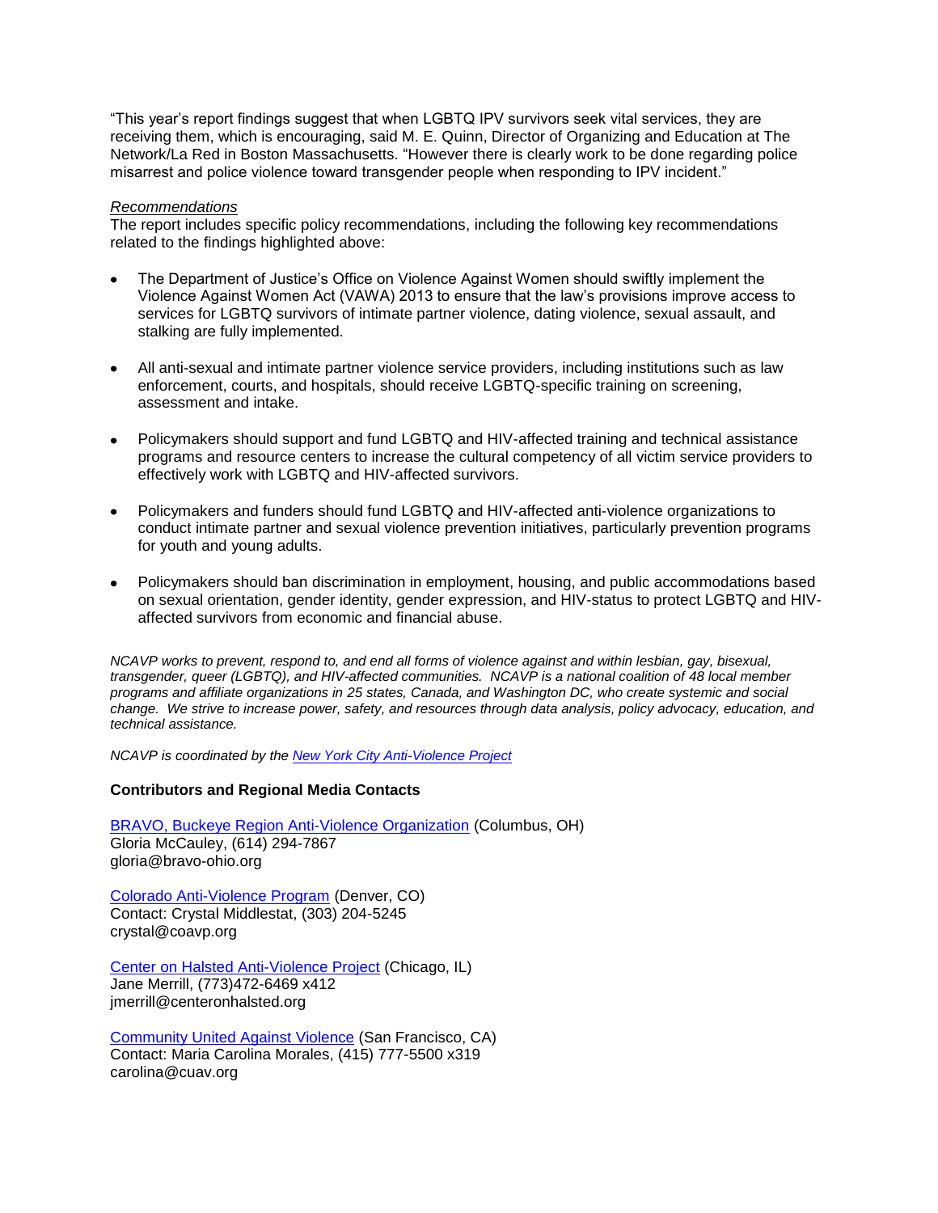"This year's report findings suggest that when LGBTQ IPV survivors seek vital services, they are receiving them, which is encouraging, said M. E. Quinn, Director of Organizing and Education at The Network/La Red in Boston Massachusetts. "However there is clearly work to be done regarding police misarrest and police violence toward transgender people when responding to IPV incident."

*Recommendations*

The report includes specific policy recommendations, including the following key recommendations related to the findings highlighted above:

- The Department of Justice's Office on Violence Against Women should swiftly implement the Violence Against Women Act (VAWA) 2013 to ensure that the law's provisions improve access to services for LGBTQ survivors of intimate partner violence, dating violence, sexual assault, and stalking are fully implemented.
- All anti-sexual and intimate partner violence service providers, including institutions such as law enforcement, courts, and hospitals, should receive LGBTQ-specific training on screening, assessment and intake.
- Policymakers should support and fund LGBTQ and HIV-affected training and technical assistance programs and resource centers to increase the cultural competency of all victim service providers to effectively work with LGBTQ and HIV-affected survivors.
- Policymakers and funders should fund LGBTQ and HIV-affected anti-violence organizations to conduct intimate partner and sexual violence prevention initiatives, particularly prevention programs for youth and young adults.
- Policymakers should ban discrimination in employment, housing, and public accommodations based on sexual orientation, gender identity, gender expression, and HIV-status to protect LGBTQ and HIV-affected survivors from economic and financial abuse.

*NCAVP works to prevent, respond to, and end all forms of violence against and within lesbian, gay, bisexual, transgender, queer (LGBTQ), and HIV-affected communities. NCAVP is a national coalition of 48 local member programs and affiliate organizations in 25 states, Canada, and Washington DC, who create systemic and social change. We strive to increase power, safety, and resources through data analysis, policy advocacy, education, and technical assistance.*

*NCAVP is coordinated by the New York City Anti-Violence Project*

**Contributors and Regional Media Contacts**

BRAVO, Buckeye Region Anti-Violence Organization (Columbus, OH)
Gloria McCauley, (614) 294-7867
gloria@bravo-ohio.org

Colorado Anti-Violence Program (Denver, CO)
Contact: Crystal Middlestat, (303) 204-5245
crystal@coavp.org

Center on Halsted Anti-Violence Project (Chicago, IL)
Jane Merrill, (773)472-6469 x412
jmerrill@centeronhalsted.org

Community United Against Violence (San Francisco, CA)
Contact: Maria Carolina Morales, (415) 777-5500 x319
carolina@cuav.org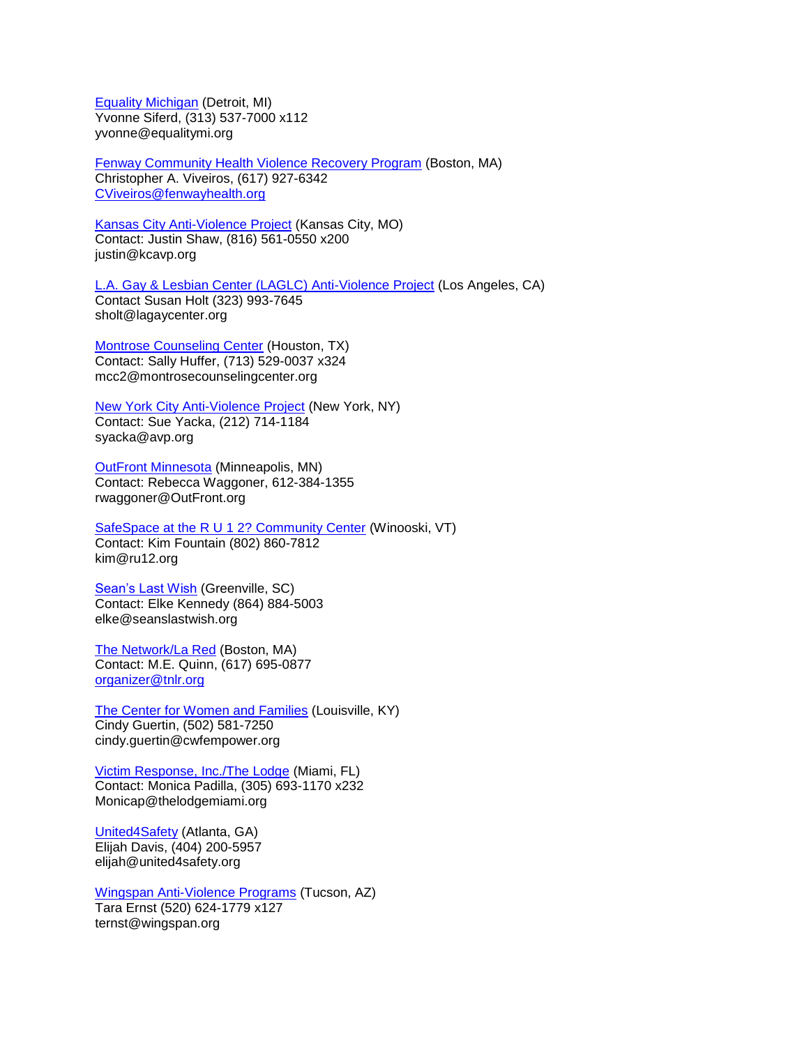Equality Michigan (Detroit, MI)
Yvonne Siferd, (313) 537-7000 x112
yvonne@equalitymi.org

Fenway Community Health Violence Recovery Program (Boston, MA)
Christopher A. Viveiros, (617) 927-6342
CViveiros@fenwayhealth.org

Kansas City Anti-Violence Project (Kansas City, MO)
Contact: Justin Shaw, (816) 561-0550 x200
justin@kcavp.org

L.A. Gay & Lesbian Center (LAGLC) Anti-Violence Project (Los Angeles, CA)
Contact Susan Holt (323) 993-7645
sholt@lagaycenter.org

Montrose Counseling Center (Houston, TX)
Contact: Sally Huffer, (713) 529-0037 x324
mcc2@montrosecounselingcenter.org

New York City Anti-Violence Project (New York, NY)
Contact: Sue Yacka, (212) 714-1184
syacka@avp.org

OutFront Minnesota (Minneapolis, MN)
Contact: Rebecca Waggoner, 612-384-1355
rwaggoner@OutFront.org

SafeSpace at the R U 1 2? Community Center (Winooski, VT)
Contact: Kim Fountain (802) 860-7812
kim@ru12.org

Sean's Last Wish (Greenville, SC)
Contact: Elke Kennedy (864) 884-5003
elke@seanslastwish.org

The Network/La Red (Boston, MA)
Contact: M.E. Quinn, (617) 695-0877
organizer@tnlr.org

The Center for Women and Families (Louisville, KY)
Cindy Guertin, (502) 581-7250
cindy.guertin@cwfempower.org

Victim Response, Inc./The Lodge (Miami, FL)
Contact: Monica Padilla, (305) 693-1170 x232
Monicap@thelodgemiami.org

United4Safety (Atlanta, GA)
Elijah Davis, (404) 200-5957
elijah@united4safety.org

Wingspan Anti-Violence Programs (Tucson, AZ)
Tara Ernst (520) 624-1779 x127
ternst@wingspan.org